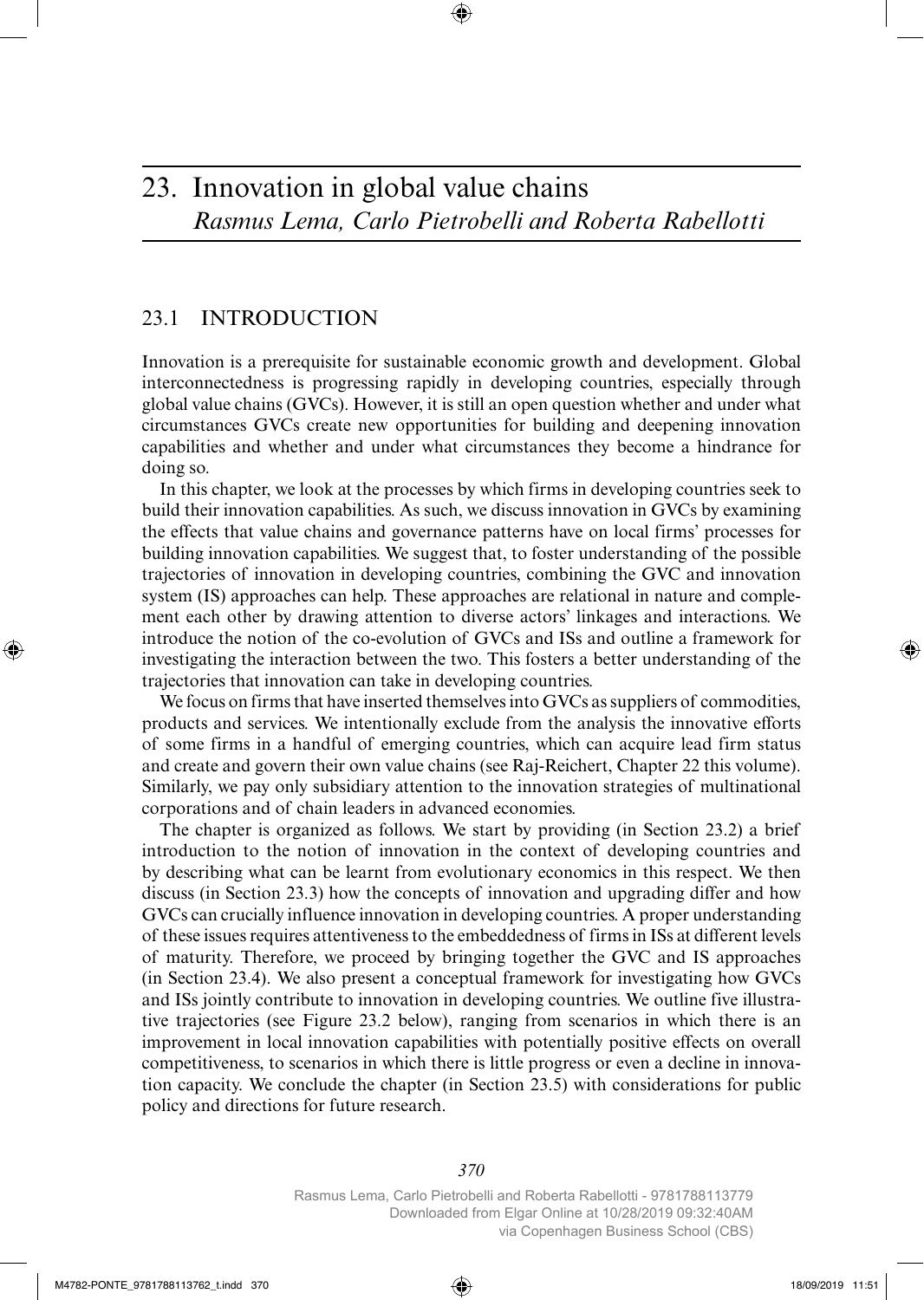# 23. Innovation in global value chains

*Rasmus Lema, Carlo Pietrobelli and Roberta Rabellotti*

## 23.1 INTRODUCTION

Innovation is a prerequisite for sustainable economic growth and development. Global interconnectedness is progressing rapidly in developing countries, especially through global value chains (GVCs). However, it is still an open question whether and under what circumstances GVCs create new opportunities for building and deepening innovation capabilities and whether and under what circumstances they become a hindrance for doing so.

In this chapter, we look at the processes by which firms in developing countries seek to build their innovation capabilities. As such, we discuss innovation in GVCs by examining the effects that value chains and governance patterns have on local firms' processes for building innovation capabilities. We suggest that, to foster understanding of the possible trajectories of innovation in developing countries, combining the GVC and innovation system (IS) approaches can help. These approaches are relational in nature and complement each other by drawing attention to diverse actors' linkages and interactions. We introduce the notion of the co-evolution of GVCs and ISs and outline a framework for investigating the interaction between the two. This fosters a better understanding of the trajectories that innovation can take in developing countries.

We focus on firms that have inserted themselves into GVCs as suppliers of commodities, products and services. We intentionally exclude from the analysis the innovative efforts of some firms in a handful of emerging countries, which can acquire lead firm status and create and govern their own value chains (see Raj-Reichert, Chapter 22 this volume). Similarly, we pay only subsidiary attention to the innovation strategies of multinational corporations and of chain leaders in advanced economies.

The chapter is organized as follows. We start by providing (in Section 23.2) a brief introduction to the notion of innovation in the context of developing countries and by describing what can be learnt from evolutionary economics in this respect. We then discuss (in Section 23.3) how the concepts of innovation and upgrading differ and how GVCs can crucially influence innovation in developing countries. A proper understanding of these issues requires attentiveness to the embeddedness of firms in ISs at different levels of maturity. Therefore, we proceed by bringing together the GVC and IS approaches (in Section 23.4). We also present a conceptual framework for investigating how GVCs and ISs jointly contribute to innovation in developing countries. We outline five illustrative trajectories (see Figure 23.2 below), ranging from scenarios in which there is an improvement in local innovation capabilities with potentially positive effects on overall competitiveness, to scenarios in which there is little progress or even a decline in innovation capacity. We conclude the chapter (in Section 23.5) with considerations for public policy and directions for future research.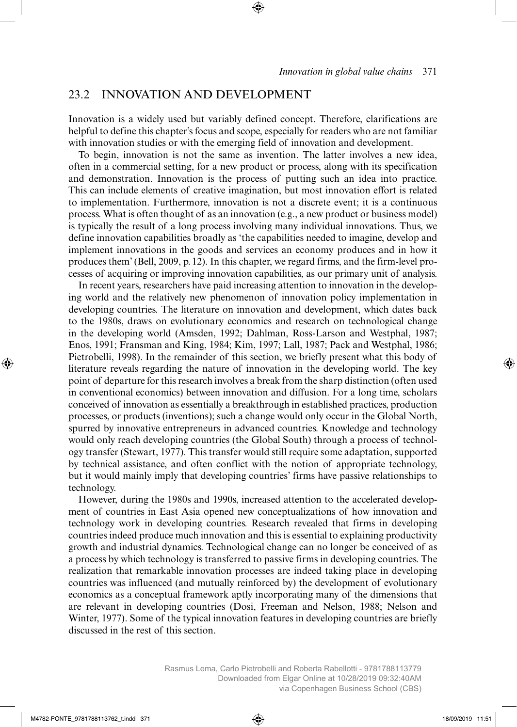## 23.2 INNOVATION AND DEVELOPMENT

Innovation is a widely used but variably defined concept. Therefore, clarifications are helpful to define this chapter's focus and scope, especially for readers who are not familiar with innovation studies or with the emerging field of innovation and development.

To begin, innovation is not the same as invention. The latter involves a new idea, often in a commercial setting, for a new product or process, along with its specification and demonstration. Innovation is the process of putting such an idea into practice. This can include elements of creative imagination, but most innovation effort is related to implementation. Furthermore, innovation is not a discrete event; it is a continuous process. What is often thought of as an innovation (e.g., a new product or business model) is typically the result of a long process involving many individual innovations. Thus, we define innovation capabilities broadly as 'the capabilities needed to imagine, develop and implement innovations in the goods and services an economy produces and in how it produces them' (Bell, 2009, p. 12). In this chapter, we regard firms, and the firm-level processes of acquiring or improving innovation capabilities, as our primary unit of analysis.

In recent years, researchers have paid increasing attention to innovation in the developing world and the relatively new phenomenon of innovation policy implementation in developing countries. The literature on innovation and development, which dates back to the 1980s, draws on evolutionary economics and research on technological change in the developing world (Amsden, 1992; Dahlman, Ross-Larson and Westphal, 1987; Enos, 1991; Fransman and King, 1984; Kim, 1997; Lall, 1987; Pack and Westphal, 1986; Pietrobelli, 1998). In the remainder of this section, we briefly present what this body of literature reveals regarding the nature of innovation in the developing world. The key point of departure for this research involves a break from the sharp distinction (often used in conventional economics) between innovation and diffusion. For a long time, scholars conceived of innovation as essentially a breakthrough in established practices, production processes, or products (inventions); such a change would only occur in the Global North, spurred by innovative entrepreneurs in advanced countries. Knowledge and technology would only reach developing countries (the Global South) through a process of technology transfer (Stewart, 1977). This transfer would still require some adaptation, supported by technical assistance, and often conflict with the notion of appropriate technology, but it would mainly imply that developing countries' firms have passive relationships to technology.

However, during the 1980s and 1990s, increased attention to the accelerated development of countries in East Asia opened new conceptualizations of how innovation and technology work in developing countries. Research revealed that firms in developing countries indeed produce much innovation and this is essential to explaining productivity growth and industrial dynamics. Technological change can no longer be conceived of as a process by which technology is transferred to passive firms in developing countries. The realization that remarkable innovation processes are indeed taking place in developing countries was influenced (and mutually reinforced by) the development of evolutionary economics as a conceptual framework aptly incorporating many of the dimensions that are relevant in developing countries (Dosi, Freeman and Nelson, 1988; Nelson and Winter, 1977). Some of the typical innovation features in developing countries are briefly discussed in the rest of this section.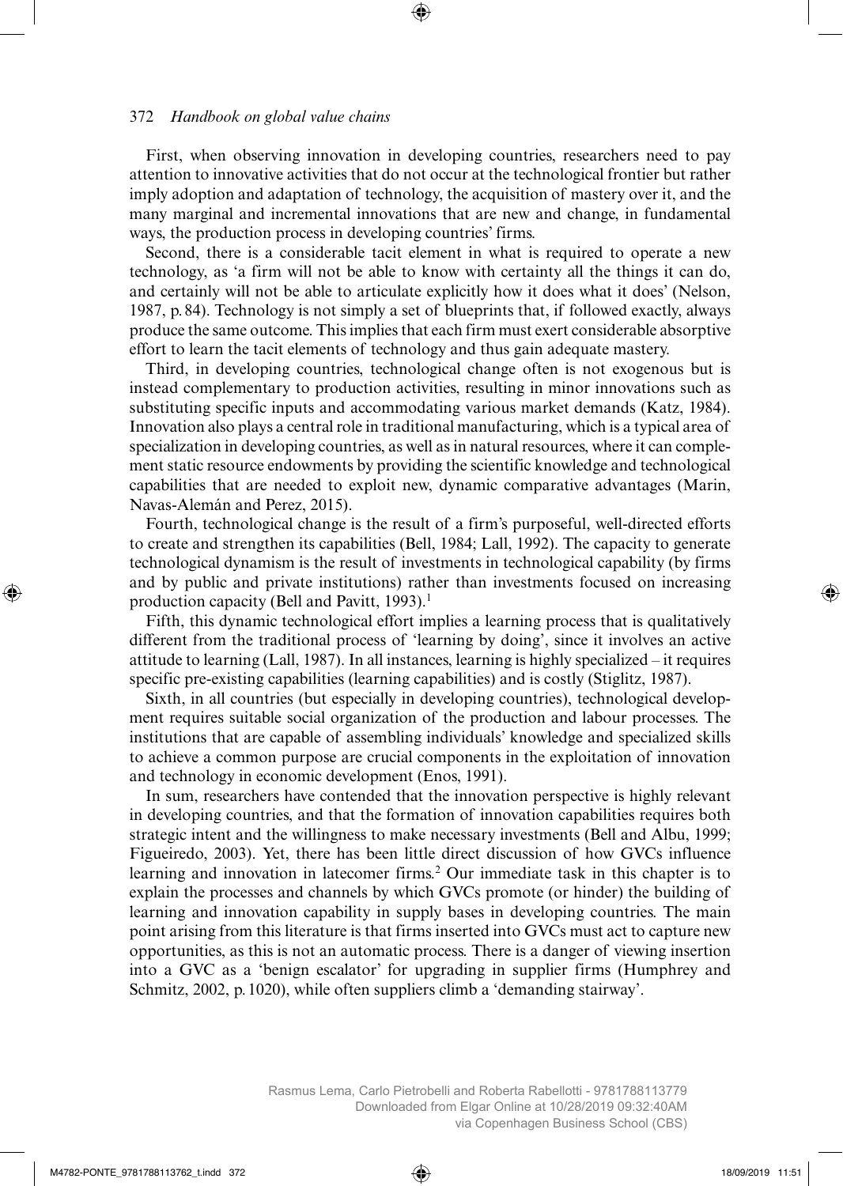First, when observing innovation in developing countries, researchers need to pay attention to innovative activities that do not occur at the technological frontier but rather imply adoption and adaptation of technology, the acquisition of mastery over it, and the many marginal and incremental innovations that are new and change, in fundamental ways, the production process in developing countries' firms.

Second, there is a considerable tacit element in what is required to operate a new technology, as 'a firm will not be able to know with certainty all the things it can do, and certainly will not be able to articulate explicitly how it does what it does' (Nelson, 1987, p. 84). Technology is not simply a set of blueprints that, if followed exactly, always produce the same outcome. This implies that each firm must exert considerable absorptive effort to learn the tacit elements of technology and thus gain adequate mastery.

Third, in developing countries, technological change often is not exogenous but is instead complementary to production activities, resulting in minor innovations such as substituting specific inputs and accommodating various market demands (Katz, 1984). Innovation also plays a central role in traditional manufacturing, which is a typical area of specialization in developing countries, as well as in natural resources, where it can complement static resource endowments by providing the scientific knowledge and technological capabilities that are needed to exploit new, dynamic comparative advantages (Marin, Navas-Alemán and Perez, 2015).

Fourth, technological change is the result of a firm's purposeful, well-directed efforts to create and strengthen its capabilities (Bell, 1984; Lall, 1992). The capacity to generate technological dynamism is the result of investments in technological capability (by firms and by public and private institutions) rather than investments focused on increasing production capacity (Bell and Pavitt, 1993).[1]

Fifth, this dynamic technological effort implies a learning process that is qualitatively different from the traditional process of 'learning by doing', since it involves an active attitude to learning (Lall, 1987). In all instances, learning is highly specialized – it requires specific pre-existing capabilities (learning capabilities) and is costly (Stiglitz, 1987).

Sixth, in all countries (but especially in developing countries), technological development requires suitable social organization of the production and labour processes. The institutions that are capable of assembling individuals' knowledge and specialized skills to achieve a common purpose are crucial components in the exploitation of innovation and technology in economic development (Enos, 1991).

In sum, researchers have contended that the innovation perspective is highly relevant in developing countries, and that the formation of innovation capabilities requires both strategic intent and the willingness to make necessary investments (Bell and Albu, 1999; Figueiredo, 2003). Yet, there has been little direct discussion of how GVCs influence learning and innovation in latecomer firms.[2] Our immediate task in this chapter is to explain the processes and channels by which GVCs promote (or hinder) the building of learning and innovation capability in supply bases in developing countries. The main point arising from this literature is that firms inserted into GVCs must act to capture new opportunities, as this is not an automatic process. There is a danger of viewing insertion into a GVC as a 'benign escalator' for upgrading in supplier firms (Humphrey and Schmitz, 2002, p. 1020), while often suppliers climb a 'demanding stairway'.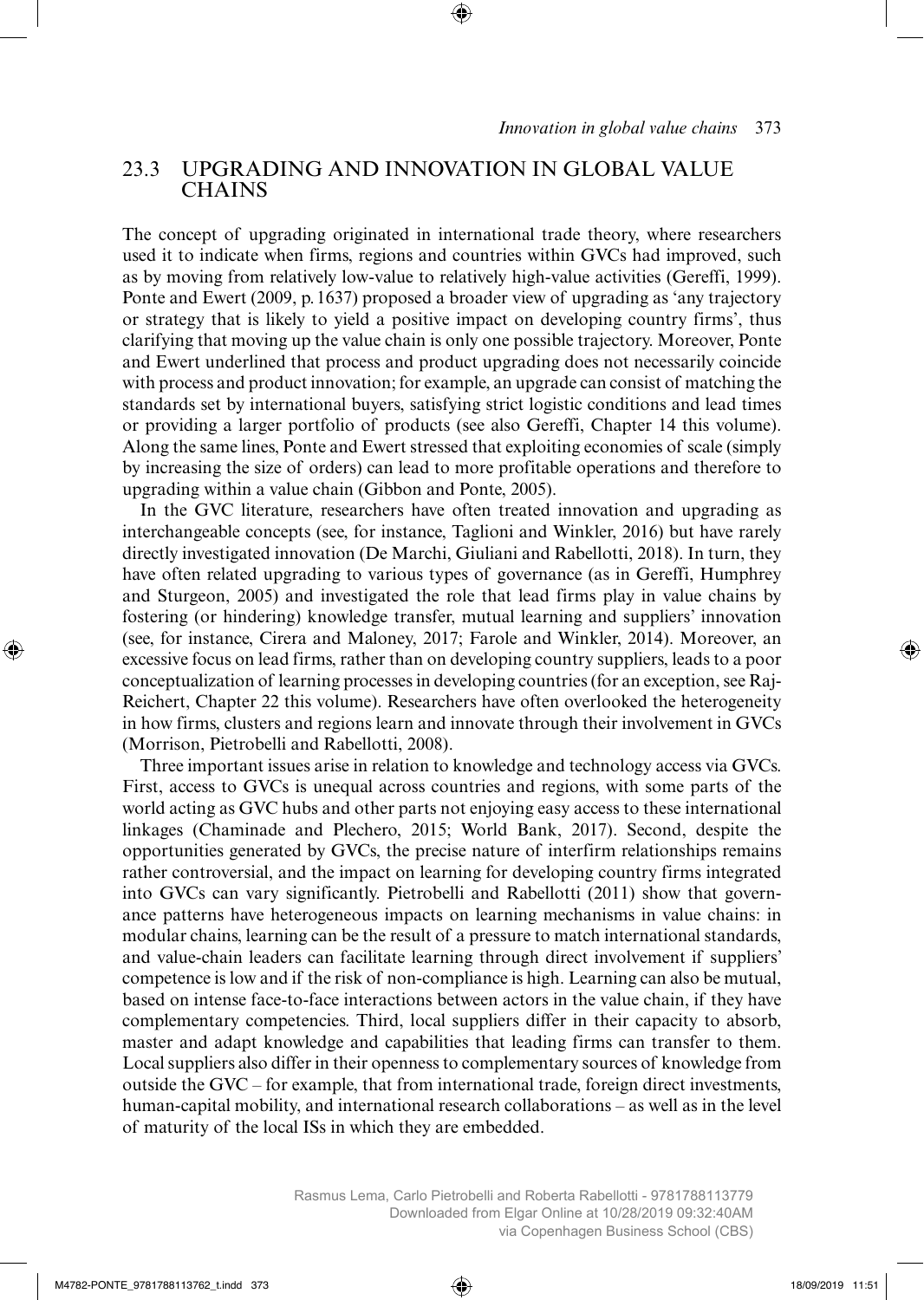## 23.3 UPGRADING AND INNOVATION IN GLOBAL VALUE CHAINS

The concept of upgrading originated in international trade theory, where researchers used it to indicate when firms, regions and countries within GVCs had improved, such as by moving from relatively low-value to relatively high-value activities (Gereffi, 1999). Ponte and Ewert (2009, p. 1637) proposed a broader view of upgrading as 'any trajectory or strategy that is likely to yield a positive impact on developing country firms', thus clarifying that moving up the value chain is only one possible trajectory. Moreover, Ponte and Ewert underlined that process and product upgrading does not necessarily coincide with process and product innovation; for example, an upgrade can consist of matching the standards set by international buyers, satisfying strict logistic conditions and lead times or providing a larger portfolio of products (see also Gereffi, Chapter 14 this volume). Along the same lines, Ponte and Ewert stressed that exploiting economies of scale (simply by increasing the size of orders) can lead to more profitable operations and therefore to upgrading within a value chain (Gibbon and Ponte, 2005).

In the GVC literature, researchers have often treated innovation and upgrading as interchangeable concepts (see, for instance, Taglioni and Winkler, 2016) but have rarely directly investigated innovation (De Marchi, Giuliani and Rabellotti, 2018). In turn, they have often related upgrading to various types of governance (as in Gereffi, Humphrey and Sturgeon, 2005) and investigated the role that lead firms play in value chains by fostering (or hindering) knowledge transfer, mutual learning and suppliers' innovation (see, for instance, Cirera and Maloney, 2017; Farole and Winkler, 2014). Moreover, an excessive focus on lead firms, rather than on developing country suppliers, leads to a poor conceptualization of learning processes in developing countries (for an exception, see Raj-Reichert, Chapter 22 this volume). Researchers have often overlooked the heterogeneity in how firms, clusters and regions learn and innovate through their involvement in GVCs (Morrison, Pietrobelli and Rabellotti, 2008).

Three important issues arise in relation to knowledge and technology access via GVCs. First, access to GVCs is unequal across countries and regions, with some parts of the world acting as GVC hubs and other parts not enjoying easy access to these international linkages (Chaminade and Plechero, 2015; World Bank, 2017). Second, despite the opportunities generated by GVCs, the precise nature of interfirm relationships remains rather controversial, and the impact on learning for developing country firms integrated into GVCs can vary significantly. Pietrobelli and Rabellotti (2011) show that governance patterns have heterogeneous impacts on learning mechanisms in value chains: in modular chains, learning can be the result of a pressure to match international standards, and value-chain leaders can facilitate learning through direct involvement if suppliers' competence is low and if the risk of non-compliance is high. Learning can also be mutual, based on intense face-to-face interactions between actors in the value chain, if they have complementary competencies. Third, local suppliers differ in their capacity to absorb, master and adapt knowledge and capabilities that leading firms can transfer to them. Local suppliers also differ in their openness to complementary sources of knowledge from outside the GVC – for example, that from international trade, foreign direct investments, human-capital mobility, and international research collaborations – as well as in the level of maturity of the local ISs in which they are embedded.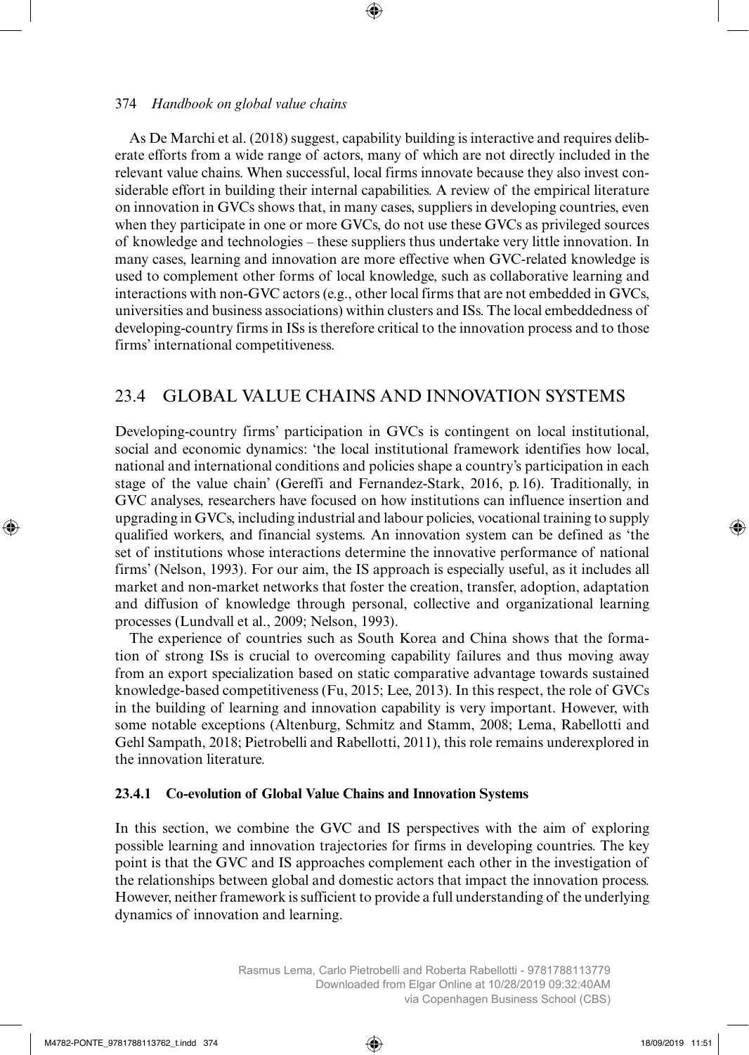As De Marchi et al. (2018) suggest, capability building is interactive and requires deliberate efforts from a wide range of actors, many of which are not directly included in the relevant value chains. When successful, local firms innovate because they also invest considerable effort in building their internal capabilities. A review of the empirical literature on innovation in GVCs shows that, in many cases, suppliers in developing countries, even when they participate in one or more GVCs, do not use these GVCs as privileged sources of knowledge and technologies – these suppliers thus undertake very little innovation. In many cases, learning and innovation are more effective when GVC-related knowledge is used to complement other forms of local knowledge, such as collaborative learning and interactions with non-GVC actors (e.g., other local firms that are not embedded in GVCs, universities and business associations) within clusters and ISs. The local embeddedness of developing-country firms in ISs is therefore critical to the innovation process and to those firms' international competitiveness.

## 23.4 GLOBAL VALUE CHAINS AND INNOVATION SYSTEMS

Developing-country firms' participation in GVCs is contingent on local institutional, social and economic dynamics: 'the local institutional framework identifies how local, national and international conditions and policies shape a country's participation in each stage of the value chain' (Gereffi and Fernandez-Stark, 2016, p.16). Traditionally, in GVC analyses, researchers have focused on how institutions can influence insertion and upgrading in GVCs, including industrial and labour policies, vocational training to supply qualified workers, and financial systems. An innovation system can be defined as 'the set of institutions whose interactions determine the innovative performance of national firms' (Nelson, 1993). For our aim, the IS approach is especially useful, as it includes all market and non-market networks that foster the creation, transfer, adoption, adaptation and diffusion of knowledge through personal, collective and organizational learning processes (Lundvall et al., 2009; Nelson, 1993).

The experience of countries such as South Korea and China shows that the formation of strong ISs is crucial to overcoming capability failures and thus moving away from an export specialization based on static comparative advantage towards sustained knowledge-based competitiveness (Fu, 2015; Lee, 2013). In this respect, the role of GVCs in the building of learning and innovation capability is very important. However, with some notable exceptions (Altenburg, Schmitz and Stamm, 2008; Lema, Rabellotti and Gehl Sampath, 2018; Pietrobelli and Rabellotti, 2011), this role remains underexplored in the innovation literature.

### 23.4.1 Co-evolution of Global Value Chains and Innovation Systems

In this section, we combine the GVC and IS perspectives with the aim of exploring possible learning and innovation trajectories for firms in developing countries. The key point is that the GVC and IS approaches complement each other in the investigation of the relationships between global and domestic actors that impact the innovation process. However, neither framework is sufficient to provide a full understanding of the underlying dynamics of innovation and learning.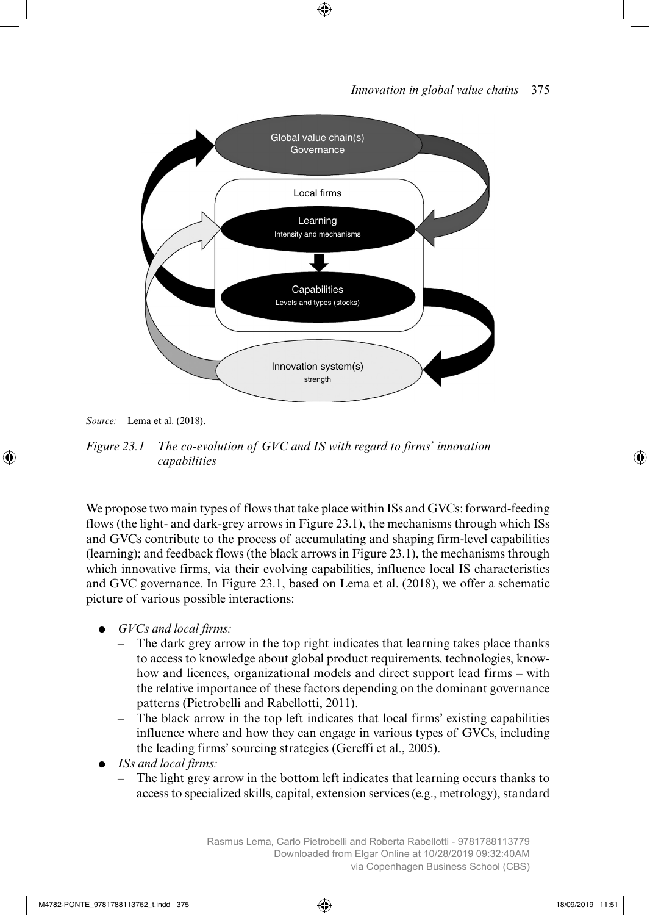*Source:* Lema et al. (2018).

*Figure 23.1 The co-evolution of GVC and IS with regard to firms' innovation capabilities*

We propose two main types of flows that take place within ISs and GVCs: forward-feeding flows (the light- and dark-grey arrows in Figure 23.1), the mechanisms through which ISs and GVCs contribute to the process of accumulating and shaping firm-level capabilities (learning); and feedback flows (the black arrows in Figure 23.1), the mechanisms through which innovative firms, via their evolving capabilities, influence local IS characteristics and GVC governance. In Figure 23.1, based on Lema et al. (2018), we offer a schematic picture of various possible interactions:

- *GVCs and local firms:*
  - The dark grey arrow in the top right indicates that learning takes place thanks to access to knowledge about global product requirements, technologies, know-how and licences, organizational models and direct support lead firms – with the relative importance of these factors depending on the dominant governance patterns (Pietrobelli and Rabellotti, 2011).
  - The black arrow in the top left indicates that local firms' existing capabilities influence where and how they can engage in various types of GVCs, including the leading firms' sourcing strategies (Gereffi et al., 2005).
- *ISs and local firms:*
  - The light grey arrow in the bottom left indicates that learning occurs thanks to access to specialized skills, capital, extension services (e.g., metrology), standard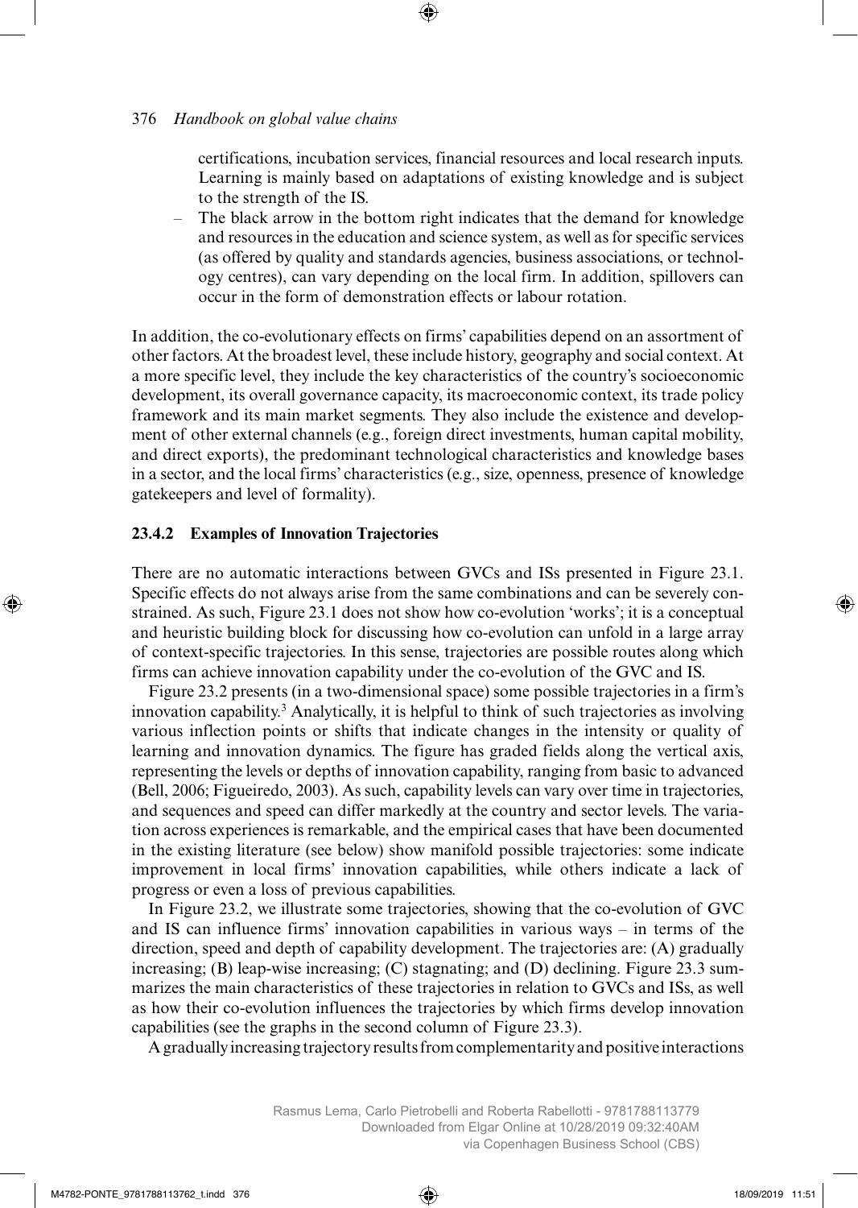certifications, incubation services, financial resources and local research inputs. Learning is mainly based on adaptations of existing knowledge and is subject to the strength of the IS.

– The black arrow in the bottom right indicates that the demand for knowledge and resources in the education and science system, as well as for specific services (as offered by quality and standards agencies, business associations, or technology centres), can vary depending on the local firm. In addition, spillovers can occur in the form of demonstration effects or labour rotation.

In addition, the co-evolutionary effects on firms' capabilities depend on an assortment of other factors. At the broadest level, these include history, geography and social context. At a more specific level, they include the key characteristics of the country's socioeconomic development, its overall governance capacity, its macroeconomic context, its trade policy framework and its main market segments. They also include the existence and development of other external channels (e.g., foreign direct investments, human capital mobility, and direct exports), the predominant technological characteristics and knowledge bases in a sector, and the local firms' characteristics (e.g., size, openness, presence of knowledge gatekeepers and level of formality).

### 23.4.2 Examples of Innovation Trajectories

There are no automatic interactions between GVCs and ISs presented in Figure 23.1. Specific effects do not always arise from the same combinations and can be severely constrained. As such, Figure 23.1 does not show how co-evolution 'works'; it is a conceptual and heuristic building block for discussing how co-evolution can unfold in a large array of context-specific trajectories. In this sense, trajectories are possible routes along which firms can achieve innovation capability under the co-evolution of the GVC and IS.

Figure 23.2 presents (in a two-dimensional space) some possible trajectories in a firm's innovation capability.[3] Analytically, it is helpful to think of such trajectories as involving various inflection points or shifts that indicate changes in the intensity or quality of learning and innovation dynamics. The figure has graded fields along the vertical axis, representing the levels or depths of innovation capability, ranging from basic to advanced (Bell, 2006; Figueiredo, 2003). As such, capability levels can vary over time in trajectories, and sequences and speed can differ markedly at the country and sector levels. The variation across experiences is remarkable, and the empirical cases that have been documented in the existing literature (see below) show manifold possible trajectories: some indicate improvement in local firms' innovation capabilities, while others indicate a lack of progress or even a loss of previous capabilities.

In Figure 23.2, we illustrate some trajectories, showing that the co-evolution of GVC and IS can influence firms' innovation capabilities in various ways – in terms of the direction, speed and depth of capability development. The trajectories are: (A) gradually increasing; (B) leap-wise increasing; (C) stagnating; and (D) declining. Figure 23.3 summarizes the main characteristics of these trajectories in relation to GVCs and ISs, as well as how their co-evolution influences the trajectories by which firms develop innovation capabilities (see the graphs in the second column of Figure 23.3).

A gradually increasing trajectory results from complementarity and positive interactions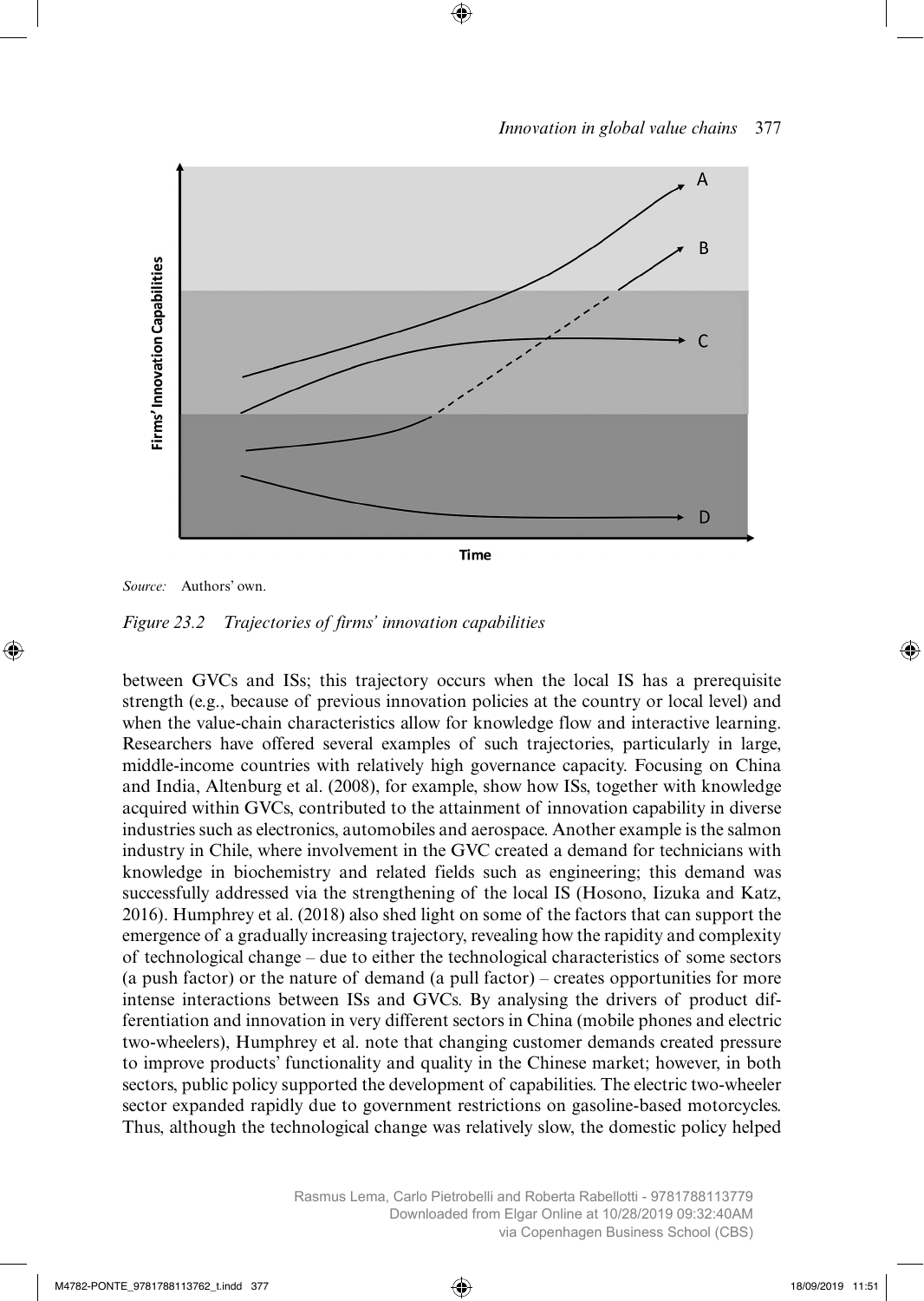Source: Authors' own.

*Figure 23.2 Trajectories of firms' innovation capabilities*

between GVCs and ISs; this trajectory occurs when the local IS has a prerequisite strength (e.g., because of previous innovation policies at the country or local level) and when the value-chain characteristics allow for knowledge flow and interactive learning. Researchers have offered several examples of such trajectories, particularly in large, middle-income countries with relatively high governance capacity. Focusing on China and India, Altenburg et al. (2008), for example, show how ISs, together with knowledge acquired within GVCs, contributed to the attainment of innovation capability in diverse industries such as electronics, automobiles and aerospace. Another example is the salmon industry in Chile, where involvement in the GVC created a demand for technicians with knowledge in biochemistry and related fields such as engineering; this demand was successfully addressed via the strengthening of the local IS (Hosono, Iizuka and Katz, 2016). Humphrey et al. (2018) also shed light on some of the factors that can support the emergence of a gradually increasing trajectory, revealing how the rapidity and complexity of technological change – due to either the technological characteristics of some sectors (a push factor) or the nature of demand (a pull factor) – creates opportunities for more intense interactions between ISs and GVCs. By analysing the drivers of product differentiation and innovation in very different sectors in China (mobile phones and electric two-wheelers), Humphrey et al. note that changing customer demands created pressure to improve products' functionality and quality in the Chinese market; however, in both sectors, public policy supported the development of capabilities. The electric two-wheeler sector expanded rapidly due to government restrictions on gasoline-based motorcycles. Thus, although the technological change was relatively slow, the domestic policy helped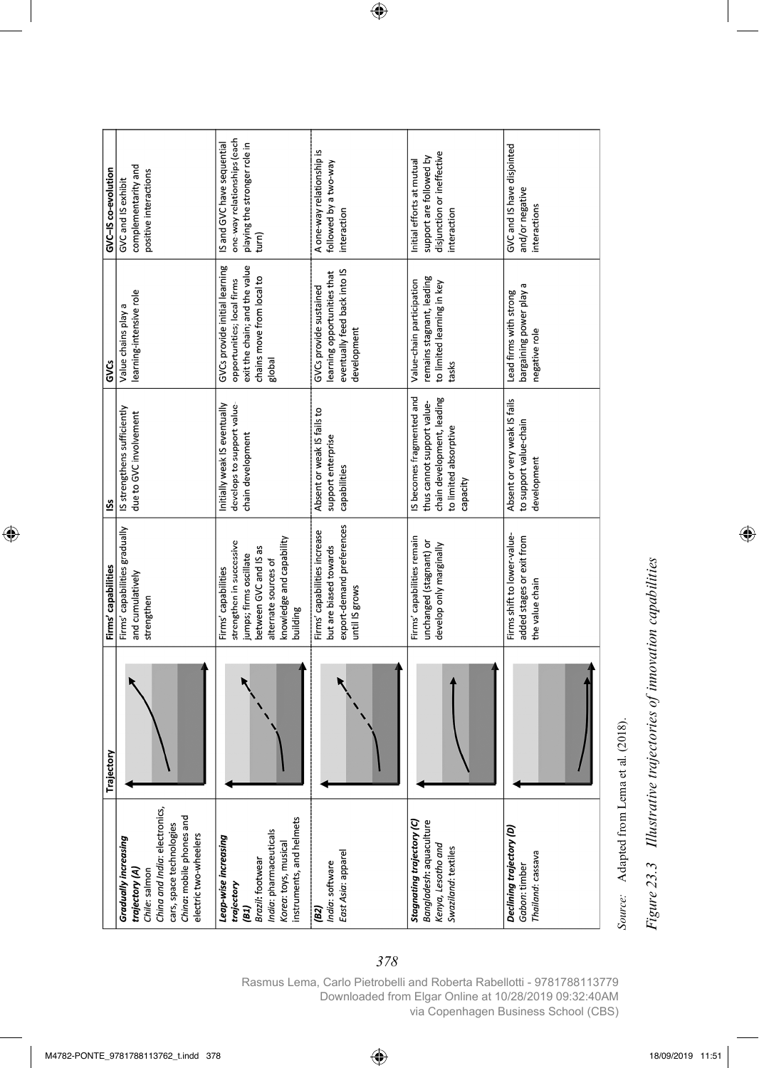|  | Trajectory | Firms' capabilities | ISs | GVCs | GVC–IS co-evolution |
|---|---|---|---|---|---|
| ***Gradually increasing trajectory (A)*** *Chile*: salmon *China and India*: electronics, cars, space technologies *China*: mobile phones and electric two-wheelers |  | Firms' capabilities gradually and cumulatively strengthen | IS strengthens sufficiently due to GVC involvement | Value chains play a learning-intensive role | GVC and IS exhibit complementarity and positive interactions |
| ***Leap-wise increasing trajectory (B1)*** *Brazil*: footwear *India*: pharmaceuticals *Korea*: toys, musical instruments, and helmets |  | Firms' capabilities strengthen in successive jumps; firms oscillate between GVC and IS as alternate sources of knowledge and capability building | Initially weak IS eventually develops to support value-chain development | GVCs provide initial learning opportunities; local firms exit the chain; and the value chains move from local to global | IS and GVC have sequential one-way relationships (each playing the stronger role in turn) |
| ***(B2)*** *India*: software *East Asia*: apparel |  | Firms' capabilities increase but are biased towards export-demand preferences until IS grows | Absent or weak IS fails to support enterprise capabilities | GVCs provide sustained learning opportunities that eventually feed back into IS development | A one-way relationship is followed by a two-way interaction |
| ***Stagnating trajectory (C)*** *Bangladesh*: aquaculture *Kenya, Lesotho and Swaziland*: textiles |  | Firms' capabilities remain unchanged (stagnant) or develop only marginally | IS becomes fragmented and thus cannot support value-chain development, leading to limited absorptive capacity | Value-chain participation remains stagnant, leading to limited learning in key tasks | Initial efforts at mutual support are followed by disjunction or ineffective interaction |
| ***Declining trajectory (D)*** *Gabon*: timber *Thailand*: cassava |  | Firms shift to lower-value-added stages or exit from the value chain | Absent or very weak IS fails to support value-chain development | Lead firms with strong bargaining power play a negative role | GVC and IS have disjointed and/or negative interactions |

*Source:* Adapted from Lema et al. (2018).

*Figure 23.3 Illustrative trajectories of innovation capabilities*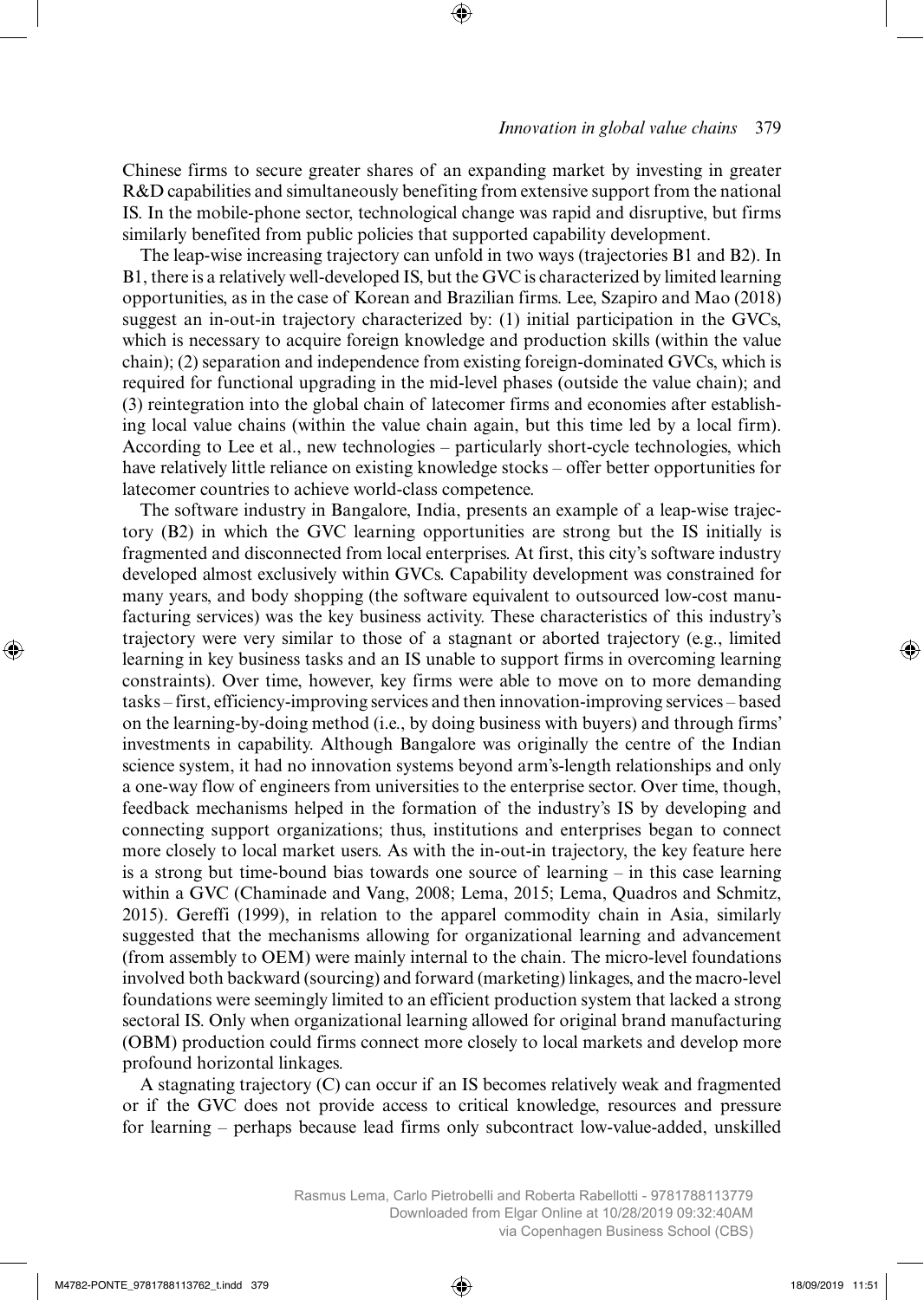Chinese firms to secure greater shares of an expanding market by investing in greater R&D capabilities and simultaneously benefiting from extensive support from the national IS. In the mobile-phone sector, technological change was rapid and disruptive, but firms similarly benefited from public policies that supported capability development.

The leap-wise increasing trajectory can unfold in two ways (trajectories B1 and B2). In B1, there is a relatively well-developed IS, but the GVC is characterized by limited learning opportunities, as in the case of Korean and Brazilian firms. Lee, Szapiro and Mao (2018) suggest an in-out-in trajectory characterized by: (1) initial participation in the GVCs, which is necessary to acquire foreign knowledge and production skills (within the value chain); (2) separation and independence from existing foreign-dominated GVCs, which is required for functional upgrading in the mid-level phases (outside the value chain); and (3) reintegration into the global chain of latecomer firms and economies after establishing local value chains (within the value chain again, but this time led by a local firm). According to Lee et al., new technologies – particularly short-cycle technologies, which have relatively little reliance on existing knowledge stocks – offer better opportunities for latecomer countries to achieve world-class competence.

The software industry in Bangalore, India, presents an example of a leap-wise trajectory (B2) in which the GVC learning opportunities are strong but the IS initially is fragmented and disconnected from local enterprises. At first, this city's software industry developed almost exclusively within GVCs. Capability development was constrained for many years, and body shopping (the software equivalent to outsourced low-cost manufacturing services) was the key business activity. These characteristics of this industry's trajectory were very similar to those of a stagnant or aborted trajectory (e.g., limited learning in key business tasks and an IS unable to support firms in overcoming learning constraints). Over time, however, key firms were able to move on to more demanding tasks – first, efficiency-improving services and then innovation-improving services – based on the learning-by-doing method (i.e., by doing business with buyers) and through firms' investments in capability. Although Bangalore was originally the centre of the Indian science system, it had no innovation systems beyond arm's-length relationships and only a one-way flow of engineers from universities to the enterprise sector. Over time, though, feedback mechanisms helped in the formation of the industry's IS by developing and connecting support organizations; thus, institutions and enterprises began to connect more closely to local market users. As with the in-out-in trajectory, the key feature here is a strong but time-bound bias towards one source of learning – in this case learning within a GVC (Chaminade and Vang, 2008; Lema, 2015; Lema, Quadros and Schmitz, 2015). Gereffi (1999), in relation to the apparel commodity chain in Asia, similarly suggested that the mechanisms allowing for organizational learning and advancement (from assembly to OEM) were mainly internal to the chain. The micro-level foundations involved both backward (sourcing) and forward (marketing) linkages, and the macro-level foundations were seemingly limited to an efficient production system that lacked a strong sectoral IS. Only when organizational learning allowed for original brand manufacturing (OBM) production could firms connect more closely to local markets and develop more profound horizontal linkages.

A stagnating trajectory (C) can occur if an IS becomes relatively weak and fragmented or if the GVC does not provide access to critical knowledge, resources and pressure for learning – perhaps because lead firms only subcontract low-value-added, unskilled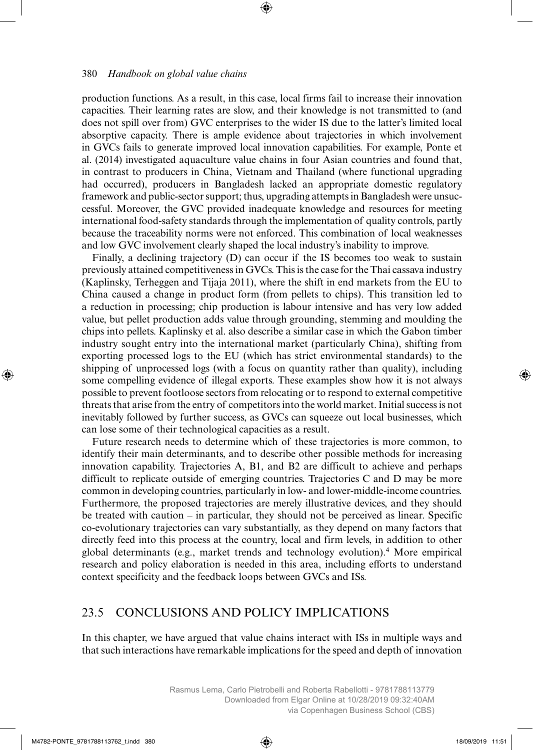production functions. As a result, in this case, local firms fail to increase their innovation capacities. Their learning rates are slow, and their knowledge is not transmitted to (and does not spill over from) GVC enterprises to the wider IS due to the latter's limited local absorptive capacity. There is ample evidence about trajectories in which involvement in GVCs fails to generate improved local innovation capabilities. For example, Ponte et al. (2014) investigated aquaculture value chains in four Asian countries and found that, in contrast to producers in China, Vietnam and Thailand (where functional upgrading had occurred), producers in Bangladesh lacked an appropriate domestic regulatory framework and public-sector support; thus, upgrading attempts in Bangladesh were unsuccessful. Moreover, the GVC provided inadequate knowledge and resources for meeting international food-safety standards through the implementation of quality controls, partly because the traceability norms were not enforced. This combination of local weaknesses and low GVC involvement clearly shaped the local industry's inability to improve.

Finally, a declining trajectory (D) can occur if the IS becomes too weak to sustain previously attained competitiveness in GVCs. This is the case for the Thai cassava industry (Kaplinsky, Terheggen and Tijaja 2011), where the shift in end markets from the EU to China caused a change in product form (from pellets to chips). This transition led to a reduction in processing; chip production is labour intensive and has very low added value, but pellet production adds value through grounding, stemming and moulding the chips into pellets. Kaplinsky et al. also describe a similar case in which the Gabon timber industry sought entry into the international market (particularly China), shifting from exporting processed logs to the EU (which has strict environmental standards) to the shipping of unprocessed logs (with a focus on quantity rather than quality), including some compelling evidence of illegal exports. These examples show how it is not always possible to prevent footloose sectors from relocating or to respond to external competitive threats that arise from the entry of competitors into the world market. Initial success is not inevitably followed by further success, as GVCs can squeeze out local businesses, which can lose some of their technological capacities as a result.

Future research needs to determine which of these trajectories is more common, to identify their main determinants, and to describe other possible methods for increasing innovation capability. Trajectories A, B1, and B2 are difficult to achieve and perhaps difficult to replicate outside of emerging countries. Trajectories C and D may be more common in developing countries, particularly in low- and lower-middle-income countries. Furthermore, the proposed trajectories are merely illustrative devices, and they should be treated with caution – in particular, they should not be perceived as linear. Specific co-evolutionary trajectories can vary substantially, as they depend on many factors that directly feed into this process at the country, local and firm levels, in addition to other global determinants (e.g., market trends and technology evolution).[4] More empirical research and policy elaboration is needed in this area, including efforts to understand context specificity and the feedback loops between GVCs and ISs.

## 23.5 CONCLUSIONS AND POLICY IMPLICATIONS

In this chapter, we have argued that value chains interact with ISs in multiple ways and that such interactions have remarkable implications for the speed and depth of innovation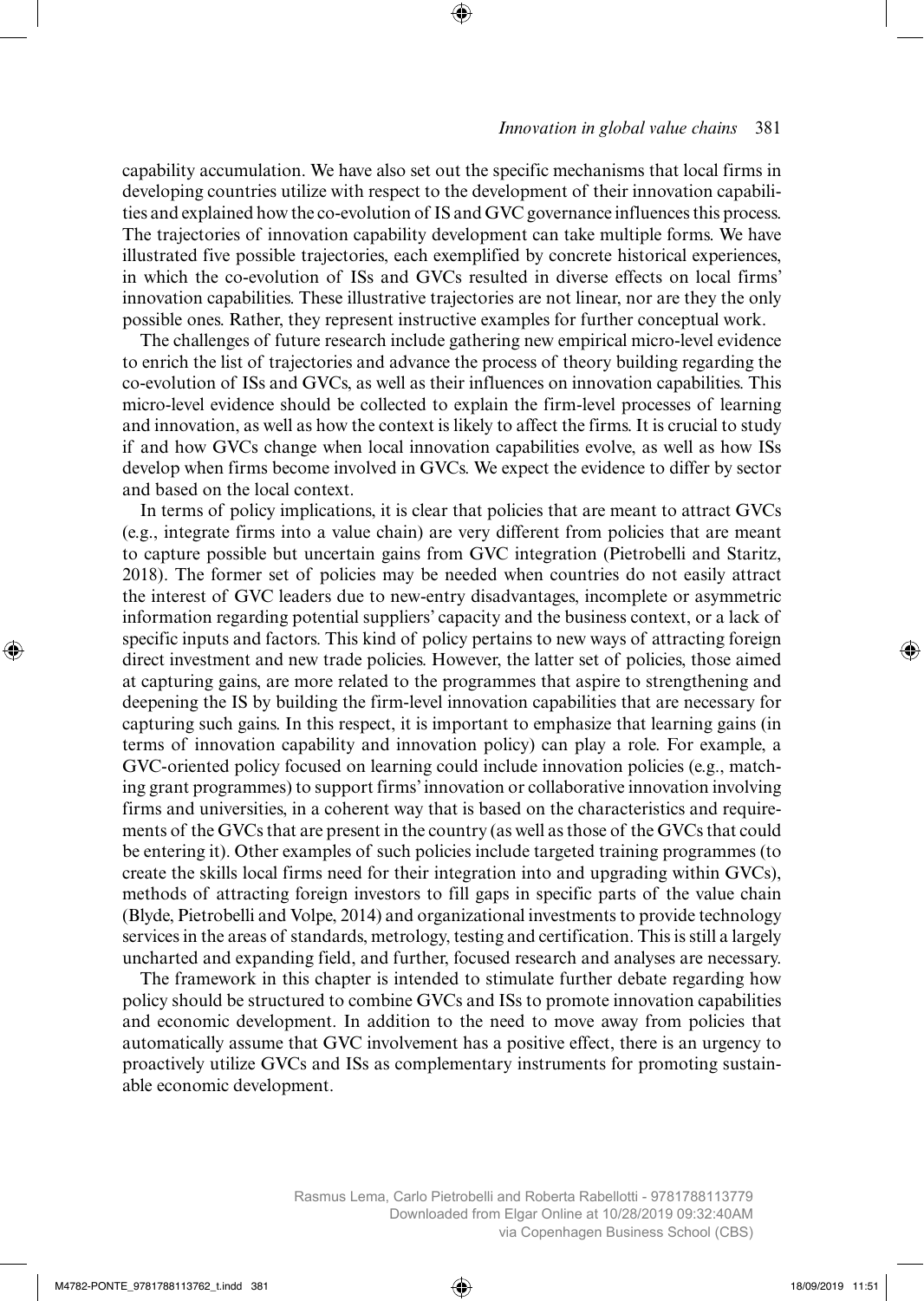capability accumulation. We have also set out the specific mechanisms that local firms in developing countries utilize with respect to the development of their innovation capabilities and explained how the co-evolution of IS and GVC governance influences this process. The trajectories of innovation capability development can take multiple forms. We have illustrated five possible trajectories, each exemplified by concrete historical experiences, in which the co-evolution of ISs and GVCs resulted in diverse effects on local firms' innovation capabilities. These illustrative trajectories are not linear, nor are they the only possible ones. Rather, they represent instructive examples for further conceptual work.

The challenges of future research include gathering new empirical micro-level evidence to enrich the list of trajectories and advance the process of theory building regarding the co-evolution of ISs and GVCs, as well as their influences on innovation capabilities. This micro-level evidence should be collected to explain the firm-level processes of learning and innovation, as well as how the context is likely to affect the firms. It is crucial to study if and how GVCs change when local innovation capabilities evolve, as well as how ISs develop when firms become involved in GVCs. We expect the evidence to differ by sector and based on the local context.

In terms of policy implications, it is clear that policies that are meant to attract GVCs (e.g., integrate firms into a value chain) are very different from policies that are meant to capture possible but uncertain gains from GVC integration (Pietrobelli and Staritz, 2018). The former set of policies may be needed when countries do not easily attract the interest of GVC leaders due to new-entry disadvantages, incomplete or asymmetric information regarding potential suppliers' capacity and the business context, or a lack of specific inputs and factors. This kind of policy pertains to new ways of attracting foreign direct investment and new trade policies. However, the latter set of policies, those aimed at capturing gains, are more related to the programmes that aspire to strengthening and deepening the IS by building the firm-level innovation capabilities that are necessary for capturing such gains. In this respect, it is important to emphasize that learning gains (in terms of innovation capability and innovation policy) can play a role. For example, a GVC-oriented policy focused on learning could include innovation policies (e.g., matching grant programmes) to support firms' innovation or collaborative innovation involving firms and universities, in a coherent way that is based on the characteristics and requirements of the GVCs that are present in the country (as well as those of the GVCs that could be entering it). Other examples of such policies include targeted training programmes (to create the skills local firms need for their integration into and upgrading within GVCs), methods of attracting foreign investors to fill gaps in specific parts of the value chain (Blyde, Pietrobelli and Volpe, 2014) and organizational investments to provide technology services in the areas of standards, metrology, testing and certification. This is still a largely uncharted and expanding field, and further, focused research and analyses are necessary.

The framework in this chapter is intended to stimulate further debate regarding how policy should be structured to combine GVCs and ISs to promote innovation capabilities and economic development. In addition to the need to move away from policies that automatically assume that GVC involvement has a positive effect, there is an urgency to proactively utilize GVCs and ISs as complementary instruments for promoting sustainable economic development.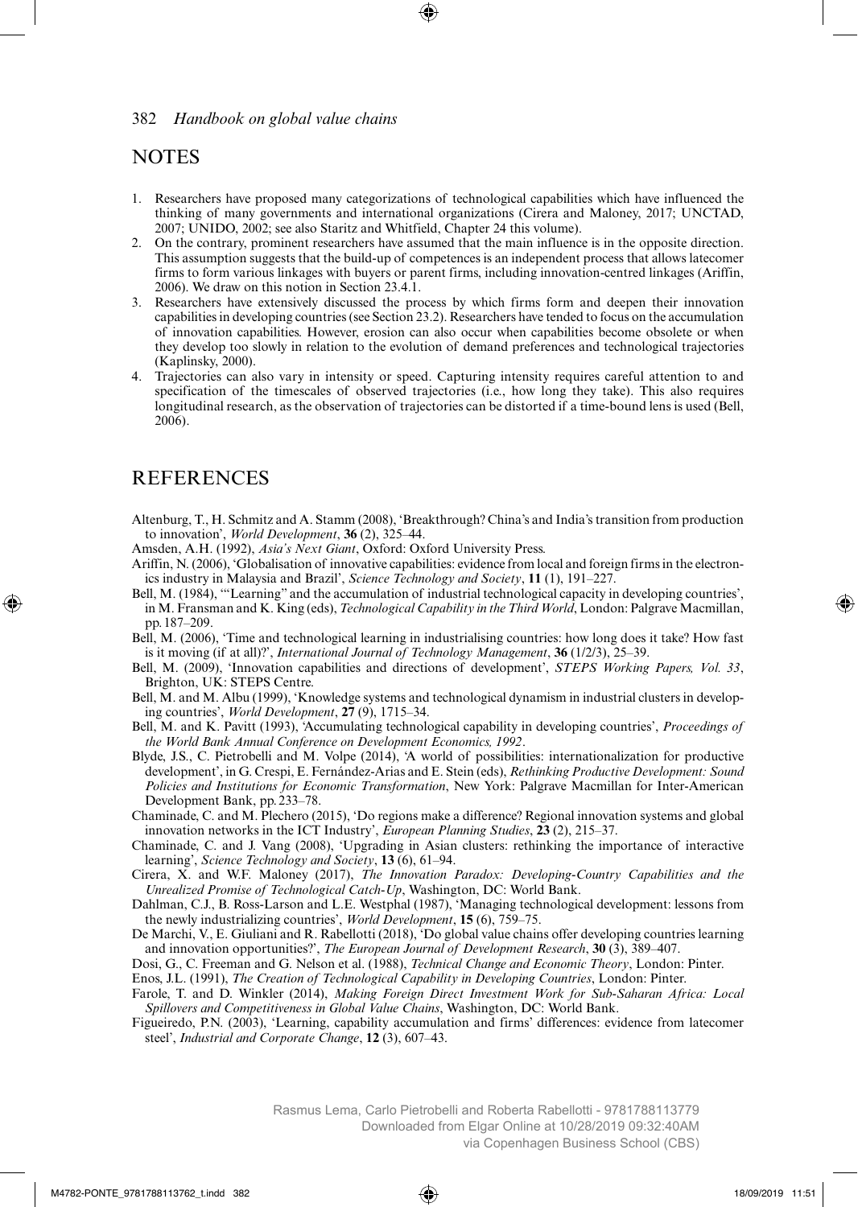## NOTES

1. Researchers have proposed many categorizations of technological capabilities which have influenced the thinking of many governments and international organizations (Cirera and Maloney, 2017; UNCTAD, 2007; UNIDO, 2002; see also Staritz and Whitfield, Chapter 24 this volume).
2. On the contrary, prominent researchers have assumed that the main influence is in the opposite direction. This assumption suggests that the build-up of competences is an independent process that allows latecomer firms to form various linkages with buyers or parent firms, including innovation-centred linkages (Ariffin, 2006). We draw on this notion in Section 23.4.1.
3. Researchers have extensively discussed the process by which firms form and deepen their innovation capabilities in developing countries (see Section 23.2). Researchers have tended to focus on the accumulation of innovation capabilities. However, erosion can also occur when capabilities become obsolete or when they develop too slowly in relation to the evolution of demand preferences and technological trajectories (Kaplinsky, 2000).
4. Trajectories can also vary in intensity or speed. Capturing intensity requires careful attention to and specification of the timescales of observed trajectories (i.e., how long they take). This also requires longitudinal research, as the observation of trajectories can be distorted if a time-bound lens is used (Bell, 2006).

## REFERENCES

Altenburg, T., H. Schmitz and A. Stamm (2008), 'Breakthrough? China's and India's transition from production to innovation', *World Development*, **36** (2), 325–44.

Amsden, A.H. (1992), *Asia's Next Giant*, Oxford: Oxford University Press.

Ariffin, N. (2006), 'Globalisation of innovative capabilities: evidence from local and foreign firms in the electronics industry in Malaysia and Brazil', *Science Technology and Society*, **11** (1), 191–227.

Bell, M. (1984), '"Learning" and the accumulation of industrial technological capacity in developing countries', in M. Fransman and K. King (eds), *Technological Capability in the Third World*, London: Palgrave Macmillan, pp. 187–209.

Bell, M. (2006), 'Time and technological learning in industrialising countries: how long does it take? How fast is it moving (if at all)?', *International Journal of Technology Management*, **36** (1/2/3), 25–39.

Bell, M. (2009), 'Innovation capabilities and directions of development', *STEPS Working Papers, Vol. 33*, Brighton, UK: STEPS Centre.

Bell, M. and M. Albu (1999), 'Knowledge systems and technological dynamism in industrial clusters in developing countries', *World Development*, **27** (9), 1715–34.

Bell, M. and K. Pavitt (1993), 'Accumulating technological capability in developing countries', *Proceedings of the World Bank Annual Conference on Development Economics, 1992*.

Blyde, J.S., C. Pietrobelli and M. Volpe (2014), 'A world of possibilities: internationalization for productive development', in G. Crespi, E. Fernández-Arias and E. Stein (eds), *Rethinking Productive Development: Sound Policies and Institutions for Economic Transformation*, New York: Palgrave Macmillan for Inter-American Development Bank, pp. 233–78.

Chaminade, C. and M. Plechero (2015), 'Do regions make a difference? Regional innovation systems and global innovation networks in the ICT Industry', *European Planning Studies*, **23** (2), 215–37.

Chaminade, C. and J. Vang (2008), 'Upgrading in Asian clusters: rethinking the importance of interactive learning', *Science Technology and Society*, **13** (6), 61–94.

Cirera, X. and W.F. Maloney (2017), *The Innovation Paradox: Developing-Country Capabilities and the Unrealized Promise of Technological Catch-Up*, Washington, DC: World Bank.

Dahlman, C.J., B. Ross-Larson and L.E. Westphal (1987), 'Managing technological development: lessons from the newly industrializing countries', *World Development*, **15** (6), 759–75.

De Marchi, V., E. Giuliani and R. Rabellotti (2018), 'Do global value chains offer developing countries learning and innovation opportunities?', *The European Journal of Development Research*, **30** (3), 389–407.

Dosi, G., C. Freeman and G. Nelson et al. (1988), *Technical Change and Economic Theory*, London: Pinter.

Enos, J.L. (1991), *The Creation of Technological Capability in Developing Countries*, London: Pinter.

Farole, T. and D. Winkler (2014), *Making Foreign Direct Investment Work for Sub-Saharan Africa: Local Spillovers and Competitiveness in Global Value Chains*, Washington, DC: World Bank.

Figueiredo, P.N. (2003), 'Learning, capability accumulation and firms' differences: evidence from latecomer steel', *Industrial and Corporate Change*, **12** (3), 607–43.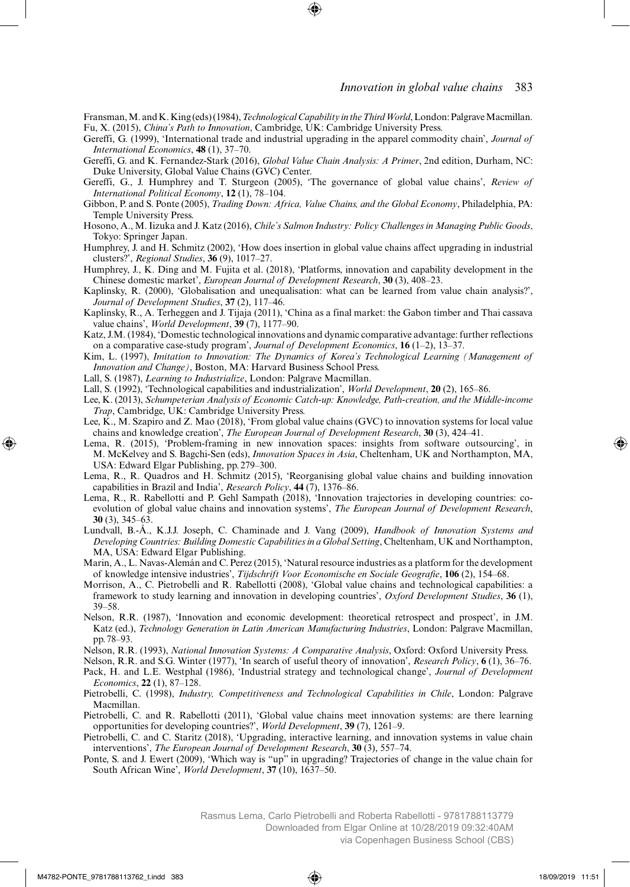Fransman, M. and K. King (eds) (1984), *Technological Capability in the Third World*, London: Palgrave Macmillan.

Fu, X. (2015), *China's Path to Innovation*, Cambridge, UK: Cambridge University Press.

Gereffi, G. (1999), 'International trade and industrial upgrading in the apparel commodity chain', *Journal of International Economics*, **48** (1), 37–70.

Gereffi, G. and K. Fernandez-Stark (2016), *Global Value Chain Analysis: A Primer*, 2nd edition, Durham, NC: Duke University, Global Value Chains (GVC) Center.

Gereffi, G., J. Humphrey and T. Sturgeon (2005), 'The governance of global value chains', *Review of International Political Economy*, **12** (1), 78–104.

Gibbon, P. and S. Ponte (2005), *Trading Down: Africa, Value Chains, and the Global Economy*, Philadelphia, PA: Temple University Press.

Hosono, A., M. Iizuka and J. Katz (2016), *Chile's Salmon Industry: Policy Challenges in Managing Public Goods*, Tokyo: Springer Japan.

Humphrey, J. and H. Schmitz (2002), 'How does insertion in global value chains affect upgrading in industrial clusters?', *Regional Studies*, **36** (9), 1017–27.

Humphrey, J., K. Ding and M. Fujita et al. (2018), 'Platforms, innovation and capability development in the Chinese domestic market', *European Journal of Development Research*, **30** (3), 408–23.

Kaplinsky, R. (2000), 'Globalisation and unequalisation: what can be learned from value chain analysis?', *Journal of Development Studies*, **37** (2), 117–46.

Kaplinsky, R., A. Terheggen and J. Tijaja (2011), 'China as a final market: the Gabon timber and Thai cassava value chains', *World Development*, **39** (7), 1177–90.

Katz, J.M. (1984), 'Domestic technological innovations and dynamic comparative advantage: further reflections on a comparative case-study program', *Journal of Development Economics*, **16** (1–2), 13–37.

Kim, L. (1997), *Imitation to Innovation: The Dynamics of Korea's Technological Learning (Management of Innovation and Change)*, Boston, MA: Harvard Business School Press.

Lall, S. (1987), *Learning to Industrialize*, London: Palgrave Macmillan.

Lall, S. (1992), 'Technological capabilities and industrialization', *World Development*, **20** (2), 165–86.

Lee, K. (2013), *Schumpeterian Analysis of Economic Catch-up: Knowledge, Path-creation, and the Middle-income Trap*, Cambridge, UK: Cambridge University Press.

Lee, K., M. Szapiro and Z. Mao (2018), 'From global value chains (GVC) to innovation systems for local value chains and knowledge creation', *The European Journal of Development Research*, **30** (3), 424–41.

Lema, R. (2015), 'Problem-framing in new innovation spaces: insights from software outsourcing', in M. McKelvey and S. Bagchi-Sen (eds), *Innovation Spaces in Asia*, Cheltenham, UK and Northampton, MA, USA: Edward Elgar Publishing, pp. 279–300.

Lema, R., R. Quadros and H. Schmitz (2015), 'Reorganising global value chains and building innovation capabilities in Brazil and India', *Research Policy*, **44** (7), 1376–86.

Lema, R., R. Rabellotti and P. Gehl Sampath (2018), 'Innovation trajectories in developing countries: co-evolution of global value chains and innovation systems', *The European Journal of Development Research*, **30** (3), 345–63.

Lundvall, B.-Å., K.J.J. Joseph, C. Chaminade and J. Vang (2009), *Handbook of Innovation Systems and Developing Countries: Building Domestic Capabilities in a Global Setting*, Cheltenham, UK and Northampton, MA, USA: Edward Elgar Publishing.

Marin, A., L. Navas-Alemán and C. Perez (2015), 'Natural resource industries as a platform for the development of knowledge intensive industries', *Tijdschrift Voor Economische en Sociale Geografie*, **106** (2), 154–68.

Morrison, A., C. Pietrobelli and R. Rabellotti (2008), 'Global value chains and technological capabilities: a framework to study learning and innovation in developing countries', *Oxford Development Studies*, **36** (1), 39–58.

Nelson, R.R. (1987), 'Innovation and economic development: theoretical retrospect and prospect', in J.M. Katz (ed.), *Technology Generation in Latin American Manufacturing Industries*, London: Palgrave Macmillan, pp. 78–93.

Nelson, R.R. (1993), *National Innovation Systems: A Comparative Analysis*, Oxford: Oxford University Press.

Nelson, R.R. and S.G. Winter (1977), 'In search of useful theory of innovation', *Research Policy*, **6** (1), 36–76.

Pack, H. and L.E. Westphal (1986), 'Industrial strategy and technological change', *Journal of Development Economics*, **22** (1), 87–128.

Pietrobelli, C. (1998), *Industry, Competitiveness and Technological Capabilities in Chile*, London: Palgrave Macmillan.

Pietrobelli, C. and R. Rabellotti (2011), 'Global value chains meet innovation systems: are there learning opportunities for developing countries?', *World Development*, **39** (7), 1261–9.

Pietrobelli, C. and C. Staritz (2018), 'Upgrading, interactive learning, and innovation systems in value chain interventions', *The European Journal of Development Research*, **30** (3), 557–74.

Ponte, S. and J. Ewert (2009), 'Which way is "up" in upgrading? Trajectories of change in the value chain for South African Wine', *World Development*, **37** (10), 1637–50.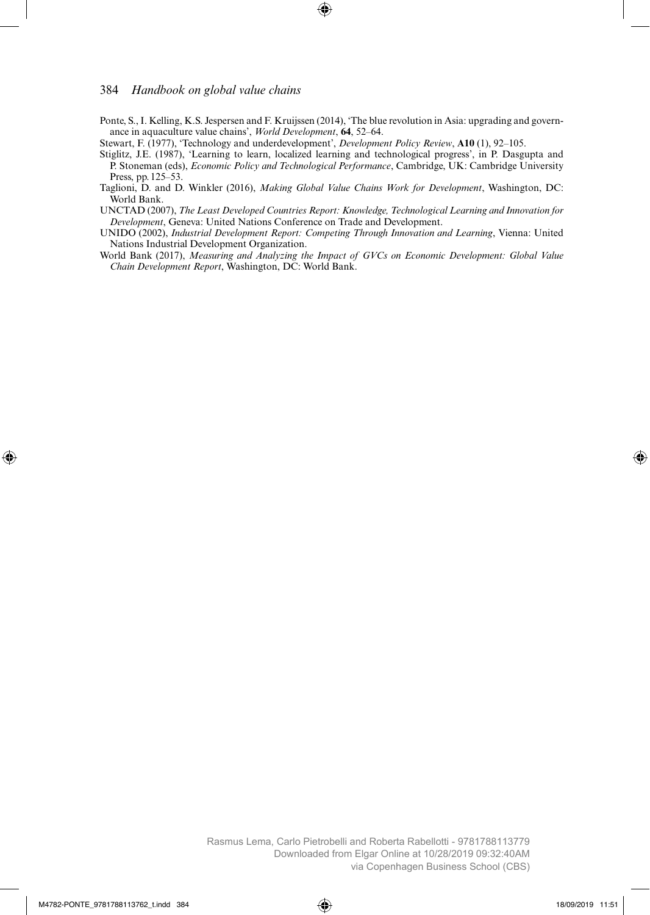Ponte, S., I. Kelling, K.S. Jespersen and F. Kruijssen (2014), 'The blue revolution in Asia: upgrading and governance in aquaculture value chains', *World Development*, **64**, 52–64.

Stewart, F. (1977), 'Technology and underdevelopment', *Development Policy Review*, **A10** (1), 92–105.

Stiglitz, J.E. (1987), 'Learning to learn, localized learning and technological progress', in P. Dasgupta and P. Stoneman (eds), *Economic Policy and Technological Performance*, Cambridge, UK: Cambridge University Press, pp. 125–53.

Taglioni, D. and D. Winkler (2016), *Making Global Value Chains Work for Development*, Washington, DC: World Bank.

UNCTAD (2007), *The Least Developed Countries Report: Knowledge, Technological Learning and Innovation for Development*, Geneva: United Nations Conference on Trade and Development.

UNIDO (2002), *Industrial Development Report: Competing Through Innovation and Learning*, Vienna: United Nations Industrial Development Organization.

World Bank (2017), *Measuring and Analyzing the Impact of GVCs on Economic Development: Global Value Chain Development Report*, Washington, DC: World Bank.